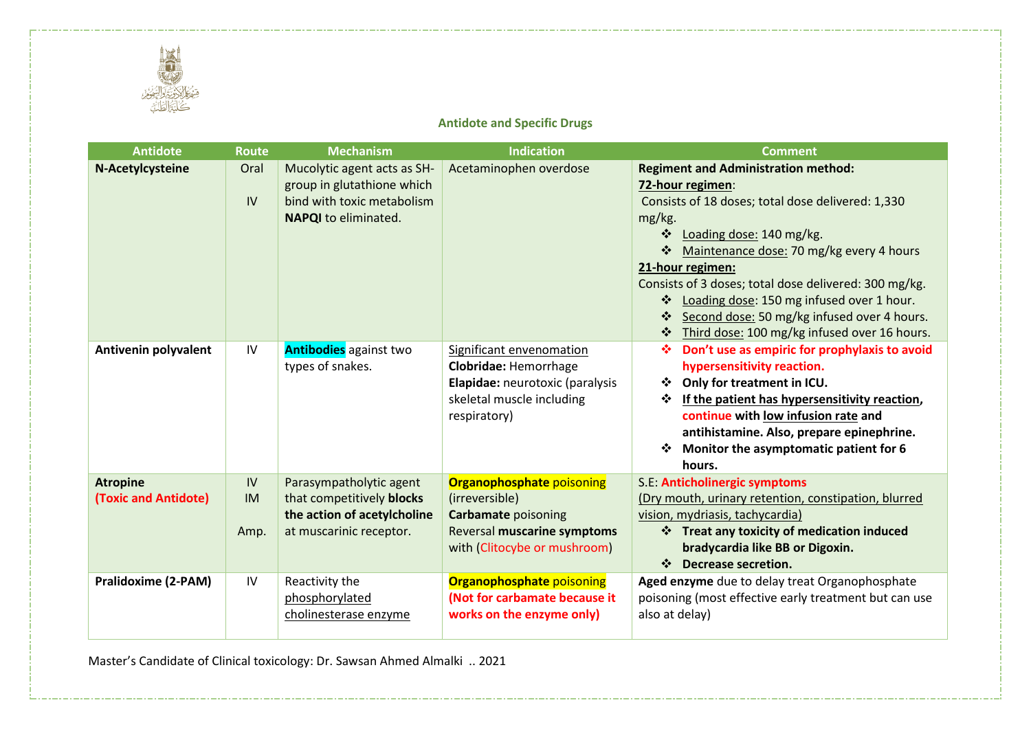## Antidote and Specific Drugs

| Antidote | Route | Mechanism | Indication | Comment |
|---|---|---|---|---|
| **N-Acetylcysteine** | Oral<br>IV | Mucolytic agent acts as SH-group in glutathione which bind with toxic metabolism **NAPQI** to eliminated. | Acetaminophen overdose | **Regiment and Administration method:**<br>**72-hour regimen**:<br>Consists of 18 doses; total dose delivered: 1,330 mg/kg.<br>❖ Loading dose: 140 mg/kg.<br>❖ Maintenance dose: 70 mg/kg every 4 hours<br>**21-hour regimen:**<br>Consists of 3 doses; total dose delivered: 300 mg/kg.<br>❖ Loading dose: 150 mg infused over 1 hour.<br>❖ Second dose: 50 mg/kg infused over 4 hours.<br>❖ Third dose: 100 mg/kg infused over 16 hours. |
| **Antivenin polyvalent** | IV | **Antibodies** against two types of snakes. | Significant envenomation<br>**Clobridae:** Hemorrhage<br>**Elapidae:** neurotoxic (paralysis skeletal muscle including respiratory) | ❖ **Don't use as empiric for prophylaxis to avoid hypersensitivity reaction.**<br>❖ **Only for treatment in ICU.**<br>❖ **If the patient has hypersensitivity reaction, continue with low infusion rate and antihistamine. Also, prepare epinephrine.**<br>❖ **Monitor the asymptomatic patient for 6 hours.** |
| **Atropine**<br>**(Toxic and Antidote)** | IV<br>IM<br>Amp. | Parasympatholytic agent that competitively **blocks the action of acetylcholine** at muscarinic receptor. | **Organophosphate** poisoning (irreversible)<br>**Carbamate** poisoning<br>Reversal **muscarine symptoms** with (Clitocybe or mushroom) | S.E: **Anticholinergic symptoms**<br>(Dry mouth, urinary retention, constipation, blurred vision, mydriasis, tachycardia)<br>❖ **Treat any toxicity of medication induced bradycardia like BB or Digoxin.**<br>❖ **Decrease secretion.** |
| **Pralidoxime (2-PAM)** | IV | Reactivity the phosphorylated cholinesterase enzyme | **Organophosphate** poisoning<br>**(Not for carbamate because it works on the enzyme only)** | **Aged enzyme** due to delay treat Organophosphate poisoning (most effective early treatment but can use also at delay) |

Master's Candidate of Clinical toxicology: Dr. Sawsan Ahmed Almalki .. 2021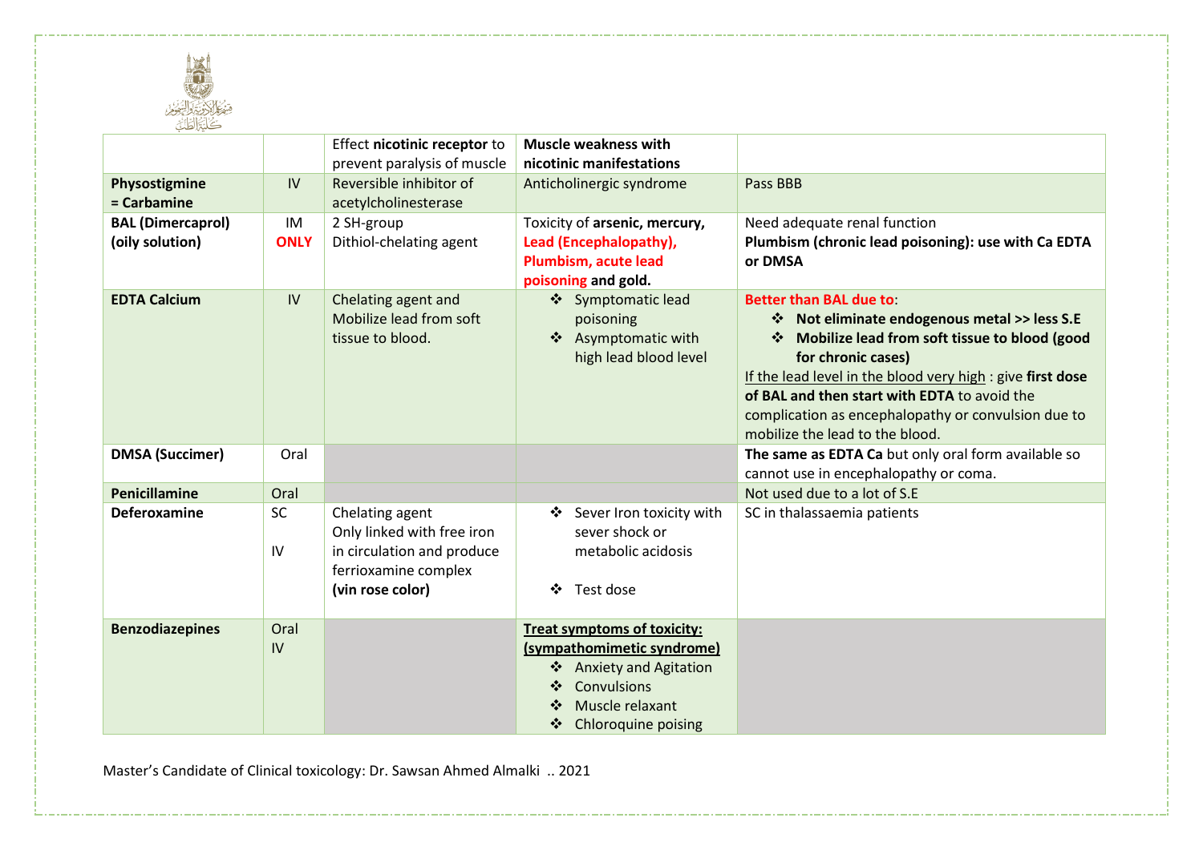| | | | | |
|---|---|---|---|---|
| | | Effect **nicotinic receptor** to prevent paralysis of muscle | **Muscle weakness with nicotinic manifestations** | |
| **Physostigmine = Carbamine** | IV | Reversible inhibitor of acetylcholinesterase | Anticholinergic syndrome | Pass BBB |
| **BAL (Dimercaprol) (oily solution)** | IM **ONLY** | 2 SH-group<br>Dithiol-chelating agent | Toxicity of **arsenic, mercury, Lead (Encephalopathy), Plumbism, acute lead poisoning and gold.** | Need adequate renal function<br>**Plumbism (chronic lead poisoning): use with Ca EDTA or DMSA** |
| **EDTA Calcium** | IV | Chelating agent and Mobilize lead from soft tissue to blood. | ❖ Symptomatic lead poisoning<br>❖ Asymptomatic with high lead blood level | **Better than BAL due to**:<br>❖ **Not eliminate endogenous metal >> less S.E**<br>❖ **Mobilize lead from soft tissue to blood (good for chronic cases)**<br>If the lead level in the blood very high : give **first dose of BAL and then start with EDTA** to avoid the complication as encephalopathy or convulsion due to mobilize the lead to the blood. |
| **DMSA (Succimer)** | Oral | | | **The same as EDTA Ca** but only oral form available so cannot use in encephalopathy or coma. |
| **Penicillamine** | Oral | | | Not used due to a lot of S.E |
| **Deferoxamine** | SC<br><br>IV | Chelating agent<br>Only linked with free iron in circulation and produce ferrioxamine complex<br>**(vin rose color)** | ❖ Sever Iron toxicity with sever shock or metabolic acidosis<br><br>❖ Test dose | SC in thalassaemia patients |
| **Benzodiazepines** | Oral<br>IV | | **Treat symptoms of toxicity: (sympathomimetic syndrome)**<br>❖ Anxiety and Agitation<br>❖ Convulsions<br>❖ Muscle relaxant<br>❖ Chloroquine poising | |

Master's Candidate of Clinical toxicology: Dr. Sawsan Ahmed Almalki .. 2021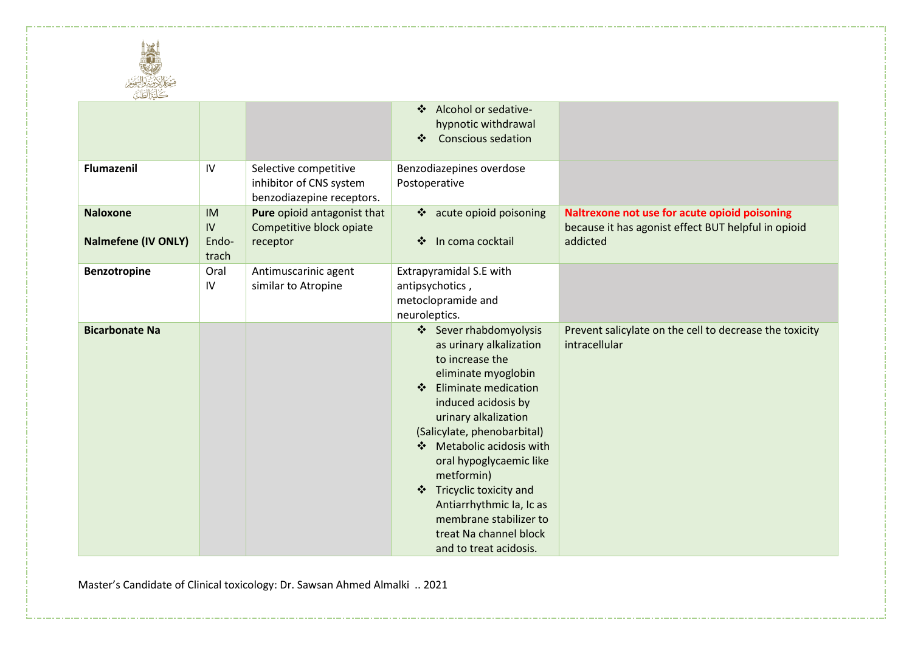| | | | | |
|---|---|---|---|---|
| | | | ❖ Alcohol or sedative-hypnotic withdrawal<br>❖ Conscious sedation | |
| **Flumazenil** | IV | Selective competitive inhibitor of CNS system benzodiazepine receptors. | Benzodiazepines overdose<br>Postoperative | |
| **Naloxone**<br><br>**Nalmefene (IV ONLY)** | IM<br>IV<br>Endo-trach | **Pure** opioid antagonist that Competitive block opiate receptor | ❖ acute opioid poisoning<br><br>❖ In coma cocktail | **Naltrexone not use for acute opioid poisoning** because it has agonist effect BUT helpful in opioid addicted |
| **Benzotropine** | Oral<br>IV | Antimuscarinic agent similar to Atropine | Extrapyramidal S.E with antipsychotics , metoclopramide and neuroleptics. | |
| **Bicarbonate Na** | | | ❖ Sever rhabdomyolysis as urinary alkalization to increase the eliminate myoglobin<br>❖ Eliminate medication induced acidosis by urinary alkalization<br>(Salicylate, phenobarbital)<br>❖ Metabolic acidosis with oral hypoglycaemic like metformin)<br>❖ Tricyclic toxicity and Antiarrhythmic Ia, Ic as membrane stabilizer to treat Na channel block and to treat acidosis. | Prevent salicylate on the cell to decrease the toxicity intracellular |

Master's Candidate of Clinical toxicology: Dr. Sawsan Ahmed Almalki .. 2021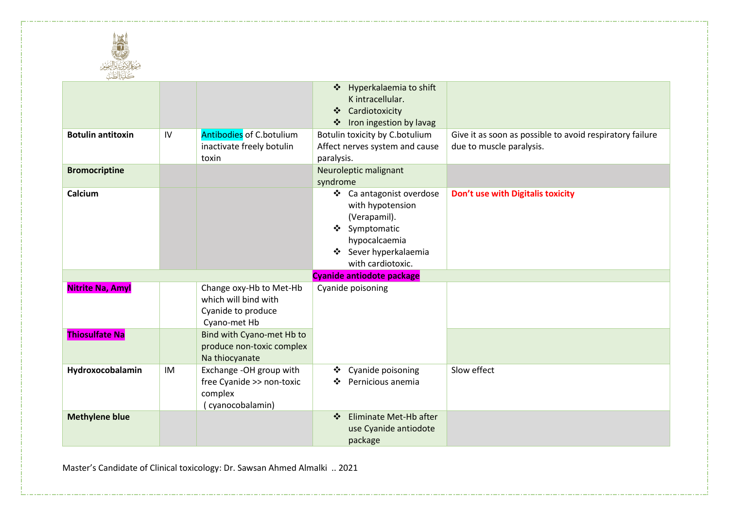| | | | | |
|---|---|---|---|---|
| | | | ❖ Hyperkalaemia to shift K intracellular.<br>❖ Cardiotoxicity<br>❖ Iron ingestion by lavag | |
| **Botulin antitoxin** | IV | Antibodies of C.botulium inactivate freely botulin toxin | Botulin toxicity by C.botulium Affect nerves system and cause paralysis. | Give it as soon as possible to avoid respiratory failure due to muscle paralysis. |
| **Bromocriptine** | | | Neuroleptic malignant syndrome | |
| **Calcium** | | | ❖ Ca antagonist overdose with hypotension (Verapamil).<br>❖ Symptomatic hypocalcaemia<br>❖ Sever hyperkalaemia with cardiotoxic. | **Don't use with Digitalis toxicity** |
| | | **Cyanide antiodote package** | | |
| **Nitrite Na, Amyl** | | Change oxy-Hb to Met-Hb which will bind with Cyanide to produce Cyano-met Hb | Cyanide poisoning | |
| **Thiosulfate Na** | | Bind with Cyano-met Hb to produce non-toxic complex Na thiocyanate | | |
| **Hydroxocobalamin** | IM | Exchange -OH group with free Cyanide >> non-toxic complex ( cyanocobalamin) | ❖ Cyanide poisoning<br>❖ Pernicious anemia | Slow effect |
| **Methylene blue** | | | ❖ Eliminate Met-Hb after use Cyanide antiodote package | |

Master's Candidate of Clinical toxicology: Dr. Sawsan Ahmed Almalki .. 2021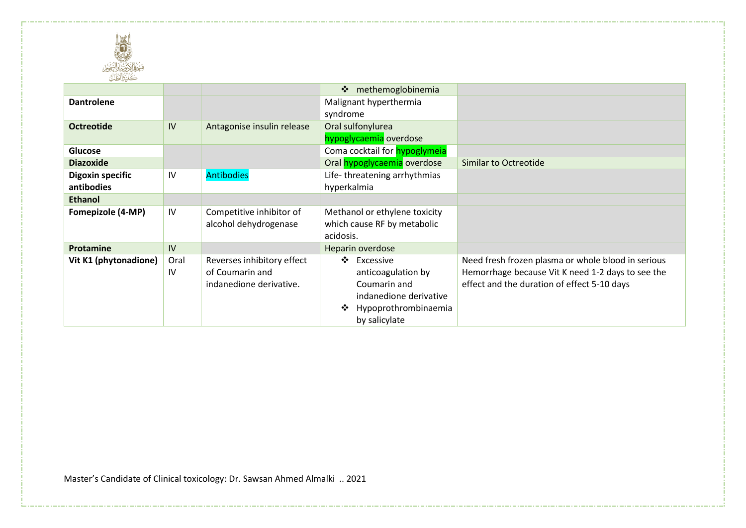| | | | | |
|---|---|---|---|---|
| | | | ❖ methemoglobinemia | |
| **Dantrolene** | | | Malignant hyperthermia syndrome | |
| **Octreotide** | IV | Antagonise insulin release | Oral sulfonylurea hypoglycaemia overdose | |
| **Glucose** | | | Coma cocktail for hypoglymeia | |
| **Diazoxide** | | | Oral hypoglycaemia overdose | Similar to Octreotide |
| **Digoxin specific antibodies** | IV | Antibodies | Life- threatening arrhythmias hyperkalmia | |
| **Ethanol** | | | | |
| **Fomepizole (4-MP)** | IV | Competitive inhibitor of alcohol dehydrogenase | Methanol or ethylene toxicity which cause RF by metabolic acidosis. | |
| **Protamine** | IV | | Heparin overdose | |
| **Vit K1 (phytonadione)** | Oral IV | Reverses inhibitory effect of Coumarin and indanedione derivative. | ❖ Excessive anticoagulation by Coumarin and indanedione derivative ❖ Hypoprothrombinaemia by salicylate | Need fresh frozen plasma or whole blood in serious Hemorrhage because Vit K need 1-2 days to see the effect and the duration of effect 5-10 days |

Master's Candidate of Clinical toxicology: Dr. Sawsan Ahmed Almalki .. 2021